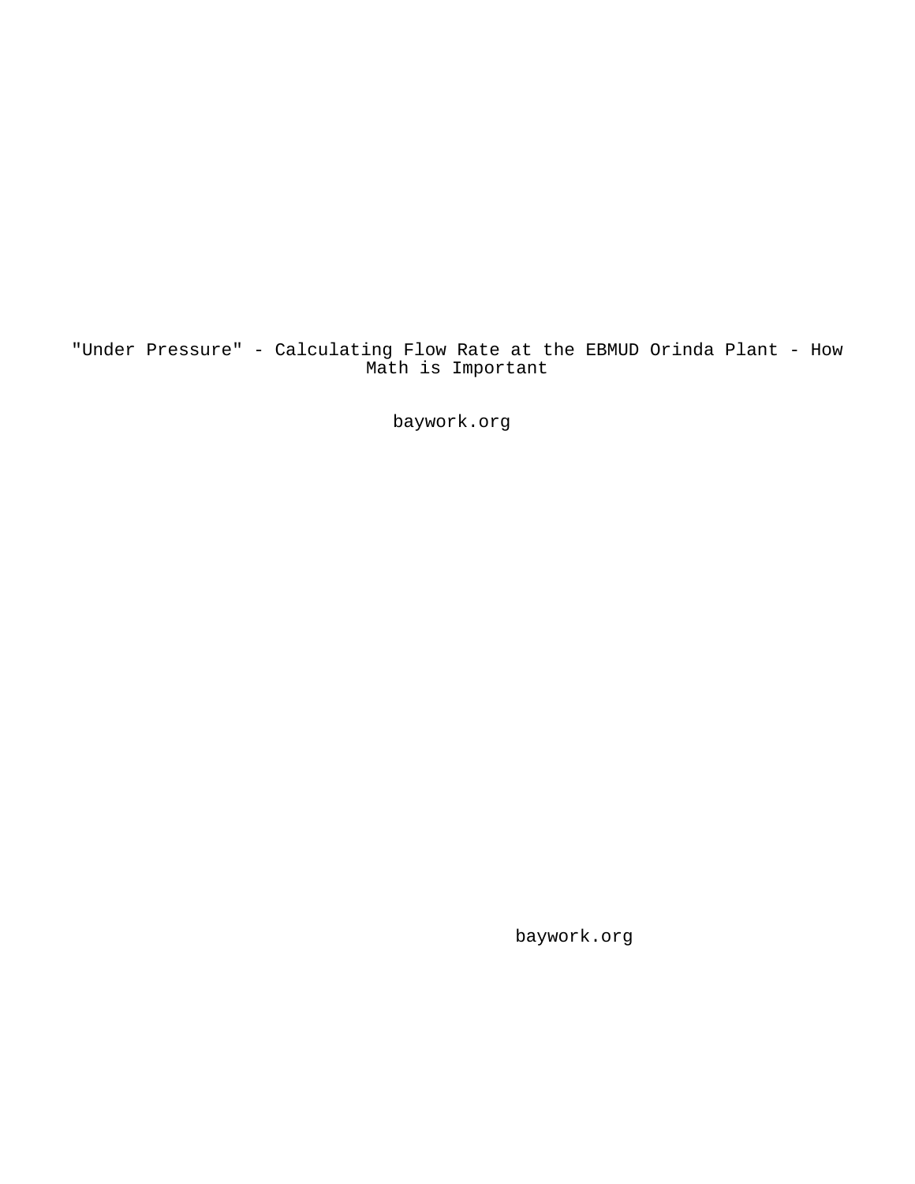# "Under Pressure" - Calculating Flow Rate at the EBMUD Orinda Plant - How Math is Important

baywork.org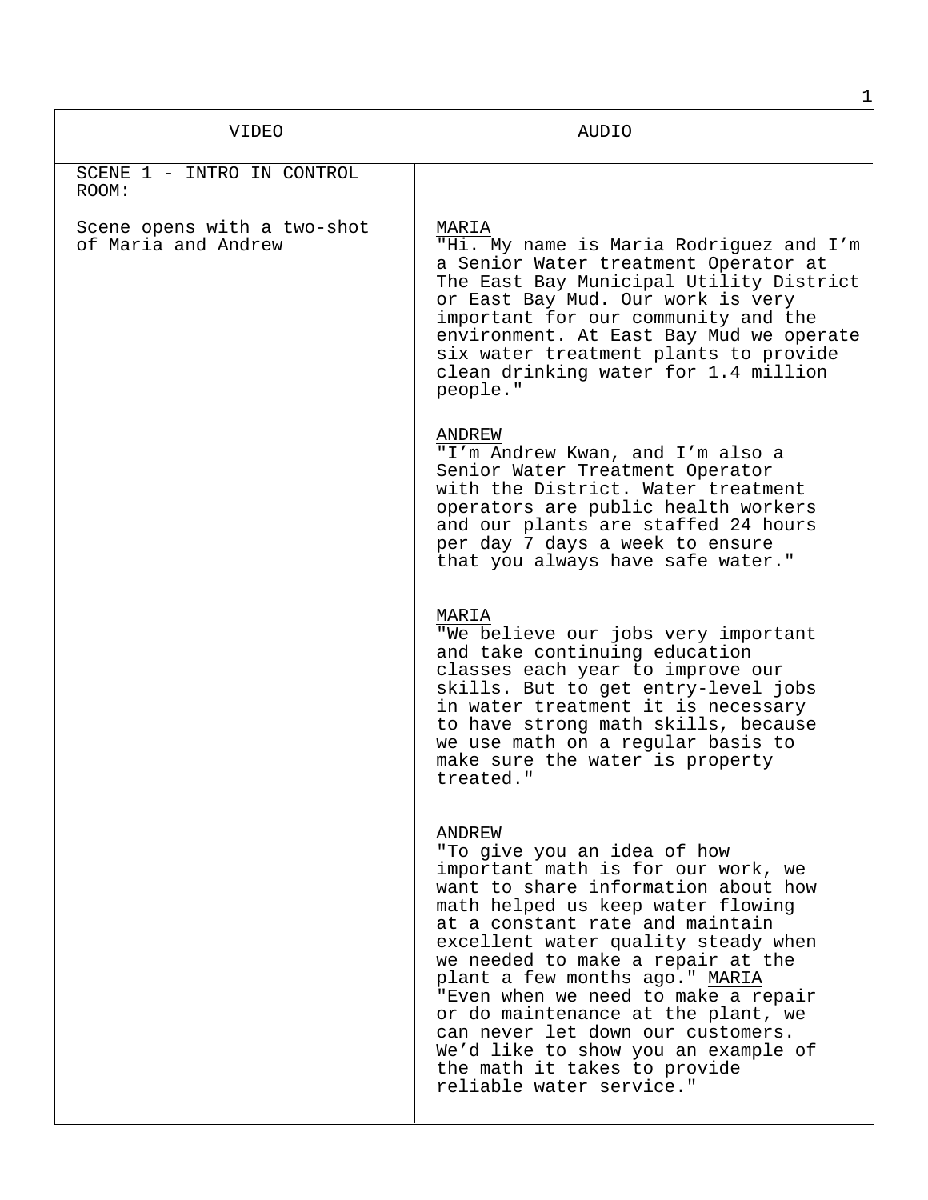| VIDEO | AUDIO |
| --- | --- |
| SCENE 1 - INTRO IN CONTROL ROOM:<br><br>Scene opens with a two-shot of Maria and Andrew | MARIA<br>"Hi. My name is Maria Rodriguez and I'm a Senior Water treatment Operator at The East Bay Municipal Utility District or East Bay Mud. Our work is very important for our community and the environment. At East Bay Mud we operate six water treatment plants to provide clean drinking water for 1.4 million people."<br><br>ANDREW<br>"I'm Andrew Kwan, and I'm also a Senior Water Treatment Operator with the District. Water treatment operators are public health workers and our plants are staffed 24 hours per day 7 days a week to ensure that you always have safe water."<br><br>MARIA<br>"We believe our jobs very important and take continuing education classes each year to improve our skills. But to get entry-level jobs in water treatment it is necessary to have strong math skills, because we use math on a regular basis to make sure the water is property treated."<br><br>ANDREW<br>"To give you an idea of how important math is for our work, we want to share information about how math helped us keep water flowing at a constant rate and maintain excellent water quality steady when we needed to make a repair at the plant a few months ago." MARIA<br>"Even when we need to make a repair or do maintenance at the plant, we can never let down our customers. We'd like to show you an example of the math it takes to provide reliable water service." |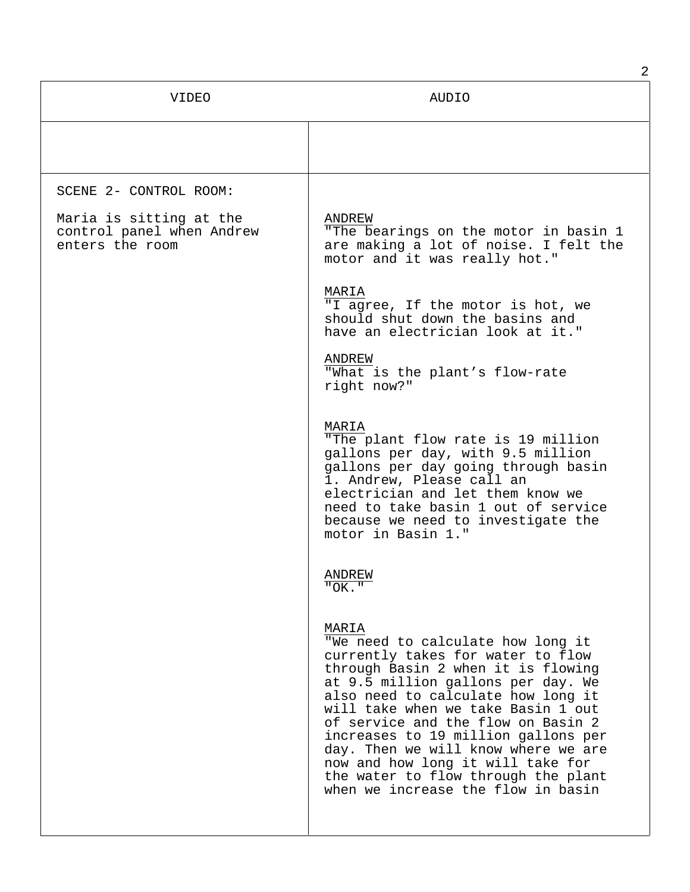| VIDEO | AUDIO |
|---|---|
| | |
| SCENE 2- CONTROL ROOM:<br><br>Maria is sitting at the control panel when Andrew enters the room | ANDREW<br>"The bearings on the motor in basin 1 are making a lot of noise. I felt the motor and it was really hot."<br><br>MARIA<br>"I agree, If the motor is hot, we should shut down the basins and have an electrician look at it."<br><br>ANDREW<br>"What is the plant's flow-rate right now?"<br><br>MARIA<br>"The plant flow rate is 19 million gallons per day, with 9.5 million gallons per day going through basin 1. Andrew, Please call an electrician and let them know we need to take basin 1 out of service because we need to investigate the motor in Basin 1."<br><br>ANDREW<br>"OK."<br><br>MARIA<br>"We need to calculate how long it currently takes for water to flow through Basin 2 when it is flowing at 9.5 million gallons per day. We also need to calculate how long it will take when we take Basin 1 out of service and the flow on Basin 2 increases to 19 million gallons per day. Then we will know where we are now and how long it will take for the water to flow through the plant when we increase the flow in basin |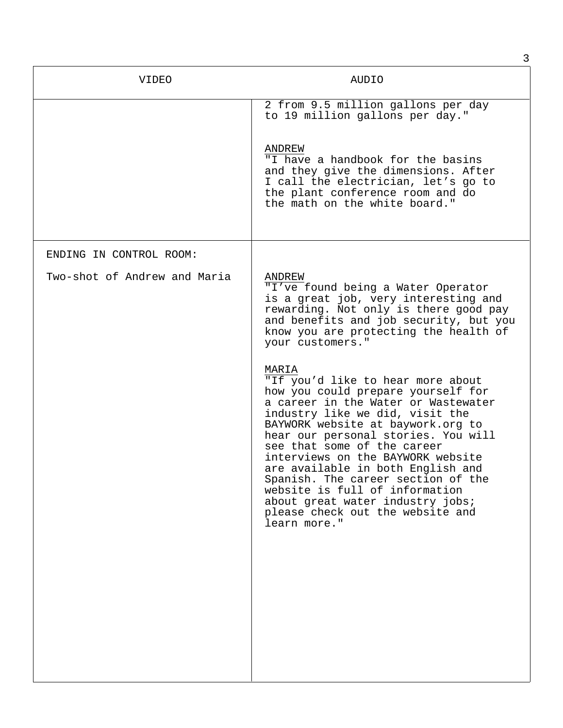| VIDEO | AUDIO |
|---|---|
| | 2 from 9.5 million gallons per day to 19 million gallons per day."<br><br>ANDREW<br>"I have a handbook for the basins and they give the dimensions. After I call the electrician, let's go to the plant conference room and do the math on the white board." |
| ENDING IN CONTROL ROOM:<br><br>Two-shot of Andrew and Maria | ANDREW<br>"I've found being a Water Operator is a great job, very interesting and rewarding. Not only is there good pay and benefits and job security, but you know you are protecting the health of your customers."<br><br>MARIA<br>"If you'd like to hear more about how you could prepare yourself for a career in the Water or Wastewater industry like we did, visit the BAYWORK website at baywork.org to hear our personal stories. You will see that some of the career interviews on the BAYWORK website are available in both English and Spanish. The career section of the website is full of information about great water industry jobs; please check out the website and learn more." |